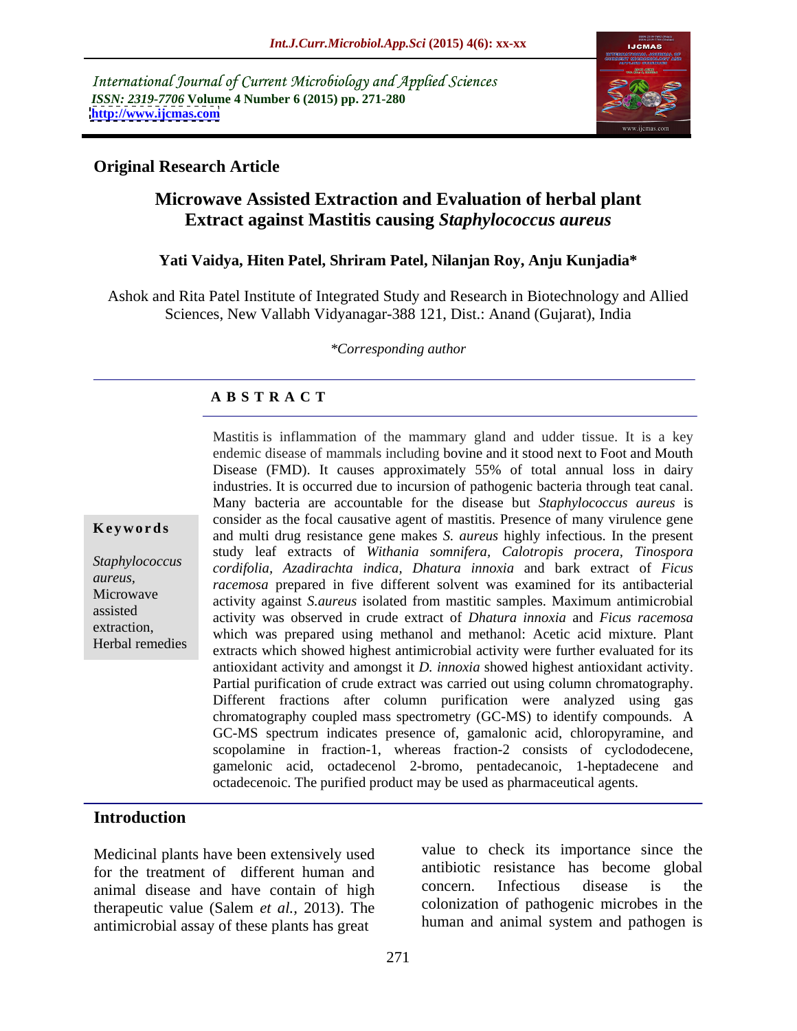International Journal of Current Microbiology and Applied Sciences
*ISSN: 2319-7706* **Volume 4 Number 6 (2015) pp. 271-280**
**http://www.ijcmas.com**

**Original Research Article**

# Microwave Assisted Extraction and Evaluation of herbal plant Extract against Mastitis causing *Staphylococcus aureus*

**Yati Vaidya, Hiten Patel, Shriram Patel, Nilanjan Roy, Anju Kunjadia***

Ashok and Rita Patel Institute of Integrated Study and Research in Biotechnology and Allied Sciences, New Vallabh Vidyanagar-388 121, Dist.: Anand (Gujarat), India

*\*Corresponding author*

## A B S T R A C T

**Keywords**

*Staphylococcus aureus,* Microwave assisted extraction, Herbal remedies

Mastitis is inflammation of the mammary gland and udder tissue. It is a key endemic disease of mammals including bovine and it stood next to Foot and Mouth Disease (FMD). It causes approximately 55% of total annual loss in dairy industries. It is occurred due to incursion of pathogenic bacteria through teat canal. Many bacteria are accountable for the disease but *Staphylococcus aureus* is consider as the focal causative agent of mastitis. Presence of many virulence gene and multi drug resistance gene makes *S. aureus* highly infectious. In the present study leaf extracts of *Withania somnifera, Calotropis procera, Tinospora cordifolia, Azadirachta indica, Dhatura innoxia* and bark extract of *Ficus racemosa* prepared in five different solvent was examined for its antibacterial activity against *S.aureus* isolated from mastitic samples. Maximum antimicrobial activity was observed in crude extract of *Dhatura innoxia* and *Ficus racemosa* which was prepared using methanol and methanol: Acetic acid mixture. Plant extracts which showed highest antimicrobial activity were further evaluated for its antioxidant activity and amongst it *D. innoxia* showed highest antioxidant activity. Partial purification of crude extract was carried out using column chromatography. Different fractions after column purification were analyzed using gas chromatography coupled mass spectrometry (GC-MS) to identify compounds. A GC-MS spectrum indicates presence of, gamalonic acid, chloropyramine, and scopolamine in fraction-1, whereas fraction-2 consists of cyclododecene, gamelonic acid, octadecenol 2-bromo, pentadecanoic, 1-heptadecene and octadecenoic. The purified product may be used as pharmaceutical agents.

## Introduction

Medicinal plants have been extensively used for the treatment of different human and animal disease and have contain of high therapeutic value (Salem *et al.,* 2013). The antimicrobial assay of these plants has great value to check its importance since the antibiotic resistance has become global concern. Infectious disease is the colonization of pathogenic microbes in the human and animal system and pathogen is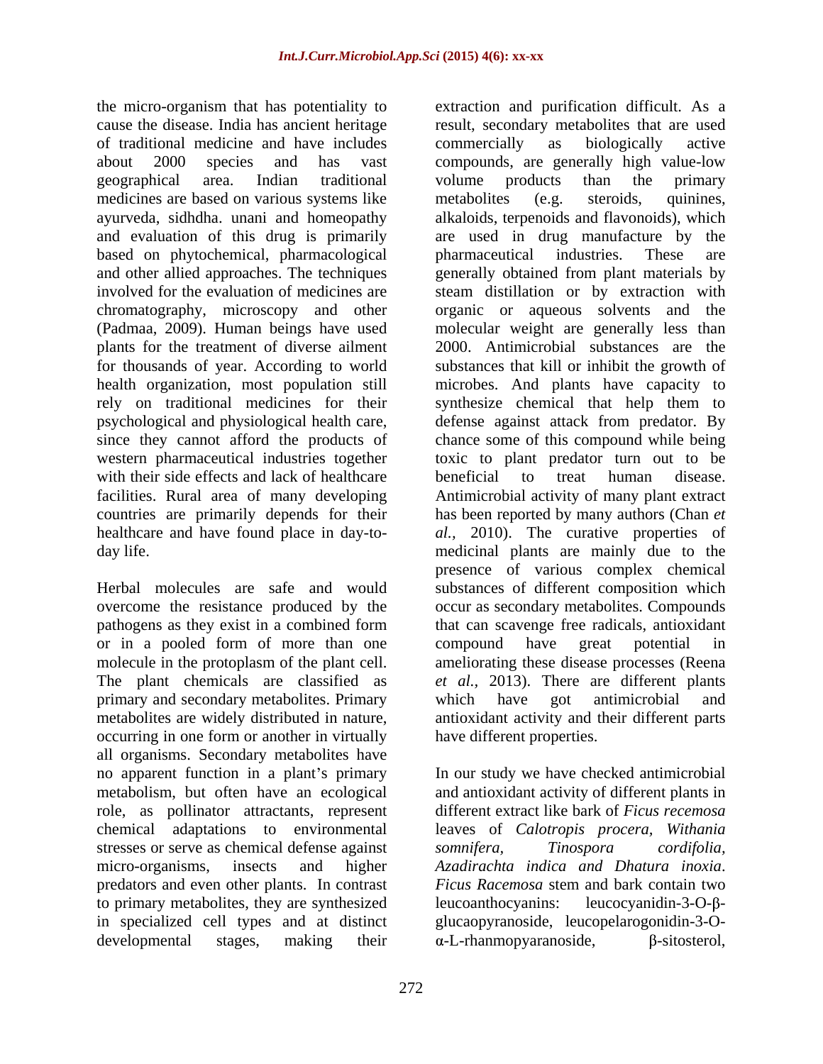the micro-organism that has potentiality to cause the disease. India has ancient heritage of traditional medicine and have includes about 2000 species and has vast geographical area. Indian traditional medicines are based on various systems like ayurveda, sidhdha. unani and homeopathy and evaluation of this drug is primarily based on phytochemical, pharmacological and other allied approaches. The techniques involved for the evaluation of medicines are chromatography, microscopy and other (Padmaa, 2009). Human beings have used plants for the treatment of diverse ailment for thousands of year. According to world health organization, most population still rely on traditional medicines for their psychological and physiological health care, since they cannot afford the products of western pharmaceutical industries together with their side effects and lack of healthcare facilities. Rural area of many developing countries are primarily depends for their healthcare and have found place in day-to-day life.

Herbal molecules are safe and would overcome the resistance produced by the pathogens as they exist in a combined form or in a pooled form of more than one molecule in the protoplasm of the plant cell. The plant chemicals are classified as primary and secondary metabolites. Primary metabolites are widely distributed in nature, occurring in one form or another in virtually all organisms. Secondary metabolites have no apparent function in a plant's primary metabolism, but often have an ecological role, as pollinator attractants, represent chemical adaptations to environmental stresses or serve as chemical defense against micro-organisms, insects and higher predators and even other plants. In contrast to primary metabolites, they are synthesized in specialized cell types and at distinct developmental stages, making their extraction and purification difficult. As a result, secondary metabolites that are used commercially as biologically active compounds, are generally high value-low volume products than the primary metabolites (e.g. steroids, quinines, alkaloids, terpenoids and flavonoids), which are used in drug manufacture by the pharmaceutical industries. These are generally obtained from plant materials by steam distillation or by extraction with organic or aqueous solvents and the molecular weight are generally less than 2000. Antimicrobial substances are the substances that kill or inhibit the growth of microbes. And plants have capacity to synthesize chemical that help them to defense against attack from predator. By chance some of this compound while being toxic to plant predator turn out to be beneficial to treat human disease. Antimicrobial activity of many plant extract has been reported by many authors (Chan *et al.,* 2010). The curative properties of medicinal plants are mainly due to the presence of various complex chemical substances of different composition which occur as secondary metabolites. Compounds that can scavenge free radicals, antioxidant compound have great potential in ameliorating these disease processes (Reena *et al.,* 2013). There are different plants which have got antimicrobial and antioxidant activity and their different parts have different properties.

In our study we have checked antimicrobial and antioxidant activity of different plants in different extract like bark of *Ficus recemosa* leaves of *Calotropis procera, Withania somnifera, Tinospora cordifolia, Azadirachta indica and Dhatura inoxia*. *Ficus Racemosa* stem and bark contain two leucoanthocyanins: leucocyanidin-3-O-β-glucaopyranoside, leucopelarogonidin-3-O-α-L-rhanmopyaranoside, β-sitosterol,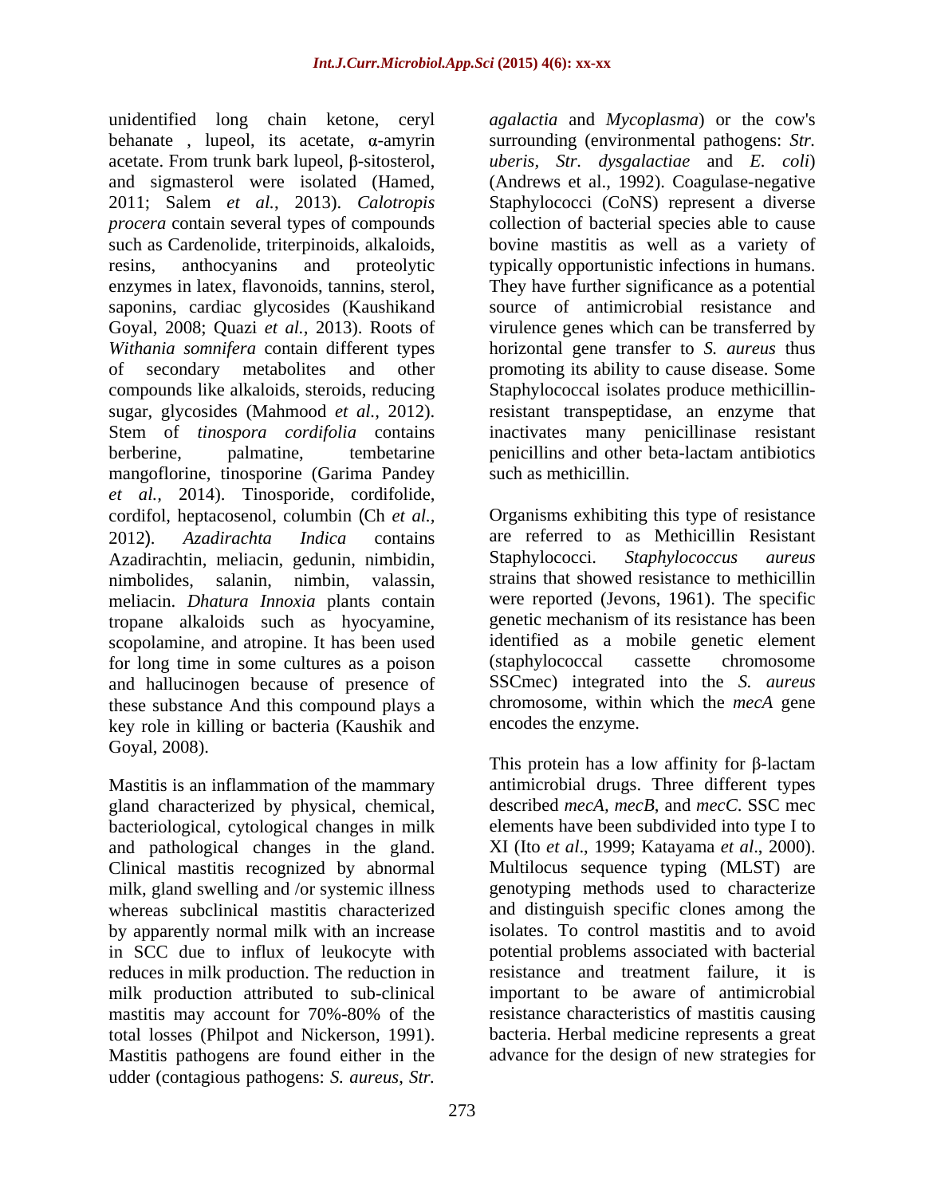unidentified long chain ketone, ceryl behanate , lupeol, its acetate, α-amyrin acetate. From trunk bark lupeol, β-sitosterol, and sigmasterol were isolated (Hamed, 2011; Salem *et al.*, 2013). *Calotropis procera* contain several types of compounds such as Cardenolide, triterpinoids, alkaloids, resins, anthocyanins and proteolytic enzymes in latex, flavonoids, tannins, sterol, saponins, cardiac glycosides (Kaushikand Goyal, 2008; Quazi *et al.*, 2013). Roots of *Withania somnifera* contain different types of secondary metabolites and other compounds like alkaloids, steroids, reducing sugar, glycosides (Mahmood *et al.*, 2012). Stem of *tinospora cordifolia* contains berberine, palmatine, tembetarine mangoflorine, tinosporine (Garima Pandey *et al.*, 2014). Tinosporide, cordifolide, cordifol, heptacosenol, columbin (Ch *et al.*, 2012). *Azadirachta Indica* contains Azadirachtin, meliacin, gedunin, nimbidin, nimbolides, salanin, nimbin, valassin, meliacin. *Dhatura Innoxia* plants contain tropane alkaloids such as hyocyamine, scopolamine, and atropine. It has been used for long time in some cultures as a poison and hallucinogen because of presence of these substance And this compound plays a key role in killing or bacteria (Kaushik and Goyal, 2008).

Mastitis is an inflammation of the mammary gland characterized by physical, chemical, bacteriological, cytological changes in milk and pathological changes in the gland. Clinical mastitis recognized by abnormal milk, gland swelling and /or systemic illness whereas subclinical mastitis characterized by apparently normal milk with an increase in SCC due to influx of leukocyte with reduces in milk production. The reduction in milk production attributed to sub-clinical mastitis may account for 70%-80% of the total losses (Philpot and Nickerson, 1991). Mastitis pathogens are found either in the udder (contagious pathogens: *S. aureus*, *Str. agalactia* and *Mycoplasma*) or the cow's surrounding (environmental pathogens: *Str. uberis*, *Str. dysgalactiae* and *E. coli*) (Andrews et al., 1992). Coagulase-negative Staphylococci (CoNS) represent a diverse collection of bacterial species able to cause bovine mastitis as well as a variety of typically opportunistic infections in humans. They have further significance as a potential source of antimicrobial resistance and virulence genes which can be transferred by horizontal gene transfer to *S. aureus* thus promoting its ability to cause disease. Some Staphylococcal isolates produce methicillin-resistant transpeptidase, an enzyme that inactivates many penicillinase resistant penicillins and other beta-lactam antibiotics such as methicillin.

Organisms exhibiting this type of resistance are referred to as Methicillin Resistant Staphylococci. *Staphylococcus aureus* strains that showed resistance to methicillin were reported (Jevons, 1961). The specific genetic mechanism of its resistance has been identified as a mobile genetic element (staphylococcal cassette chromosome SSCmec) integrated into the *S. aureus* chromosome, within which the *mecA* gene encodes the enzyme.

This protein has a low affinity for β-lactam antimicrobial drugs. Three different types described *mecA*, *mecB*, and *mecC*. SSC mec elements have been subdivided into type I to XI (Ito *et al*., 1999; Katayama *et al*., 2000). Multilocus sequence typing (MLST) are genotyping methods used to characterize and distinguish specific clones among the isolates. To control mastitis and to avoid potential problems associated with bacterial resistance and treatment failure, it is important to be aware of antimicrobial resistance characteristics of mastitis causing bacteria. Herbal medicine represents a great advance for the design of new strategies for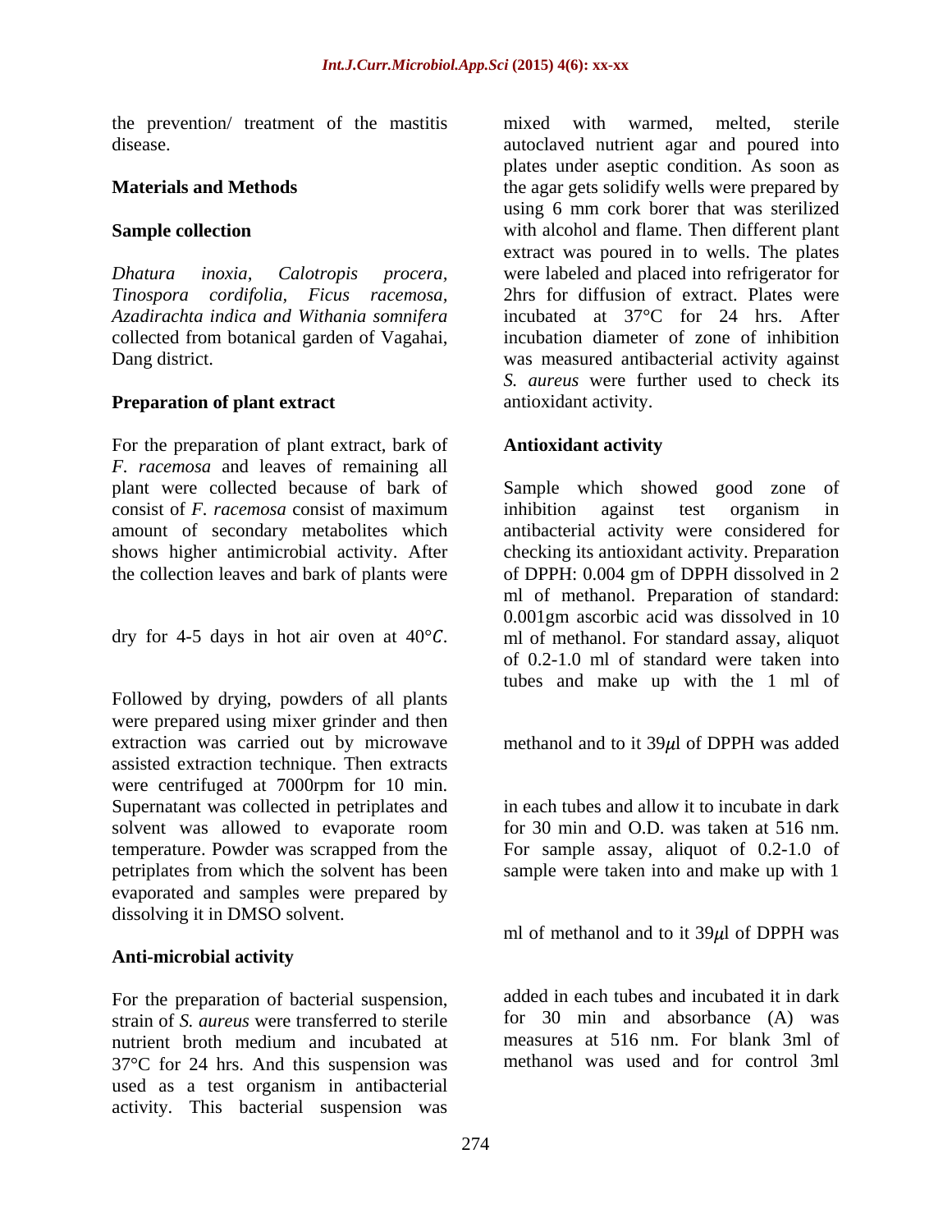the prevention/ treatment of the mastitis disease.

## Materials and Methods

### Sample collection

*Dhatura inoxia, Calotropis procera, Tinospora cordifolia, Ficus racemosa, Azadirachta indica and Withania somnifera* collected from botanical garden of Vagahai, Dang district.

### Preparation of plant extract

For the preparation of plant extract, bark of *F. racemosa* and leaves of remaining all plant were collected because of bark of consist of *F. racemosa* consist of maximum amount of secondary metabolites which shows higher antimicrobial activity. After the collection leaves and bark of plants were dry for 4-5 days in hot air oven at 40°*C*.

Followed by drying, powders of all plants were prepared using mixer grinder and then extraction was carried out by microwave assisted extraction technique. Then extracts were centrifuged at 7000rpm for 10 min. Supernatant was collected in petriplates and solvent was allowed to evaporate room temperature. Powder was scrapped from the petriplates from which the solvent has been evaporated and samples were prepared by dissolving it in DMSO solvent.

### Anti-microbial activity

For the preparation of bacterial suspension, strain of *S. aureus* were transferred to sterile nutrient broth medium and incubated at 37°C for 24 hrs. And this suspension was used as a test organism in antibacterial activity. This bacterial suspension was mixed with warmed, melted, sterile autoclaved nutrient agar and poured into plates under aseptic condition. As soon as the agar gets solidify wells were prepared by using 6 mm cork borer that was sterilized with alcohol and flame. Then different plant extract was poured in to wells. The plates were labeled and placed into refrigerator for 2hrs for diffusion of extract. Plates were incubated at 37°C for 24 hrs. After incubation diameter of zone of inhibition was measured antibacterial activity against *S. aureus* were further used to check its antioxidant activity.

### Antioxidant activity

Sample which showed good zone of inhibition against test organism in antibacterial activity were considered for checking its antioxidant activity. Preparation of DPPH: 0.004 gm of DPPH dissolved in 2 ml of methanol. Preparation of standard: 0.001gm ascorbic acid was dissolved in 10 ml of methanol. For standard assay, aliquot of 0.2-1.0 ml of standard were taken into tubes and make up with the 1 ml of methanol and to it 39$\mu$l of DPPH was added in each tubes and allow it to incubate in dark for 30 min and O.D. was taken at 516 nm. For sample assay, aliquot of 0.2-1.0 of sample were taken into and make up with 1 ml of methanol and to it 39$\mu$l of DPPH was added in each tubes and incubated it in dark for 30 min and absorbance (A) was measures at 516 nm. For blank 3ml of methanol was used and for control 3ml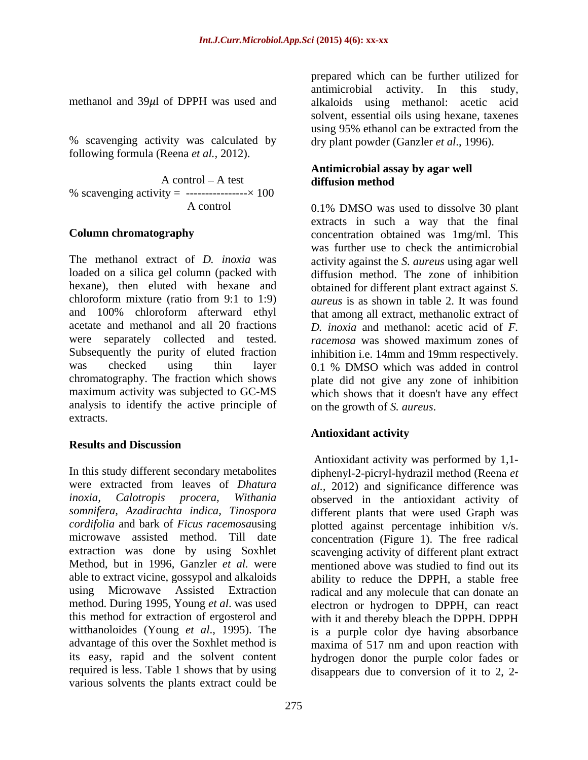methanol and 39$\mu$l of DPPH was used and

% scavenging activity was calculated by following formula (Reena *et al.*, 2012).

$$\% \text{ scavenging activity} = \frac{\text{A control} - \text{A test}}{\text{A control}} \times 100$$

## Column chromatography

The methanol extract of *D. inoxia* was loaded on a silica gel column (packed with hexane), then eluted with hexane and chloroform mixture (ratio from 9:1 to 1:9) and 100% chloroform afterward ethyl acetate and methanol and all 20 fractions were separately collected and tested. Subsequently the purity of eluted fraction was checked using thin layer chromatography. The fraction which shows maximum activity was subjected to GC-MS analysis to identify the active principle of extracts.

## Results and Discussion

In this study different secondary metabolites were extracted from leaves of *Dhatura inoxia, Calotropis procera, Withania somnifera, Azadirachta indica, Tinospora cordifolia* and bark of *Ficus racemosa*using microwave assisted method. Till date extraction was done by using Soxhlet Method, but in 1996, Ganzler *et al*. were able to extract vicine, gossypol and alkaloids using Microwave Assisted Extraction method. During 1995, Young *et al*. was used this method for extraction of ergosterol and witthanoloides (Young *et al*., 1995). The advantage of this over the Soxhlet method is its easy, rapid and the solvent content required is less. Table 1 shows that by using various solvents the plants extract could be prepared which can be further utilized for antimicrobial activity. In this study, alkaloids using methanol: acetic acid solvent, essential oils using hexane, taxenes using 95% ethanol can be extracted from the dry plant powder (Ganzler *et al*., 1996).

### Antimicrobial assay by agar well diffusion method

0.1% DMSO was used to dissolve 30 plant extracts in such a way that the final concentration obtained was 1mg/ml. This was further use to check the antimicrobial activity against the *S. aureus* using agar well diffusion method. The zone of inhibition obtained for different plant extract against *S. aureus* is as shown in table 2. It was found that among all extract, methanolic extract of *D. inoxia* and methanol: acetic acid of *F. racemosa* was showed maximum zones of inhibition i.e. 14mm and 19mm respectively. 0.1 % DMSO which was added in control plate did not give any zone of inhibition which shows that it doesn't have any effect on the growth of *S. aureus*.

### Antioxidant activity

Antioxidant activity was performed by 1,1-diphenyl-2-picryl-hydrazil method (Reena *et al.,* 2012) and significance difference was observed in the antioxidant activity of different plants that were used Graph was plotted against percentage inhibition v/s. concentration (Figure 1). The free radical scavenging activity of different plant extract mentioned above was studied to find out its ability to reduce the DPPH, a stable free radical and any molecule that can donate an electron or hydrogen to DPPH, can react with it and thereby bleach the DPPH. DPPH is a purple color dye having absorbance maxima of 517 nm and upon reaction with hydrogen donor the purple color fades or disappears due to conversion of it to 2, 2-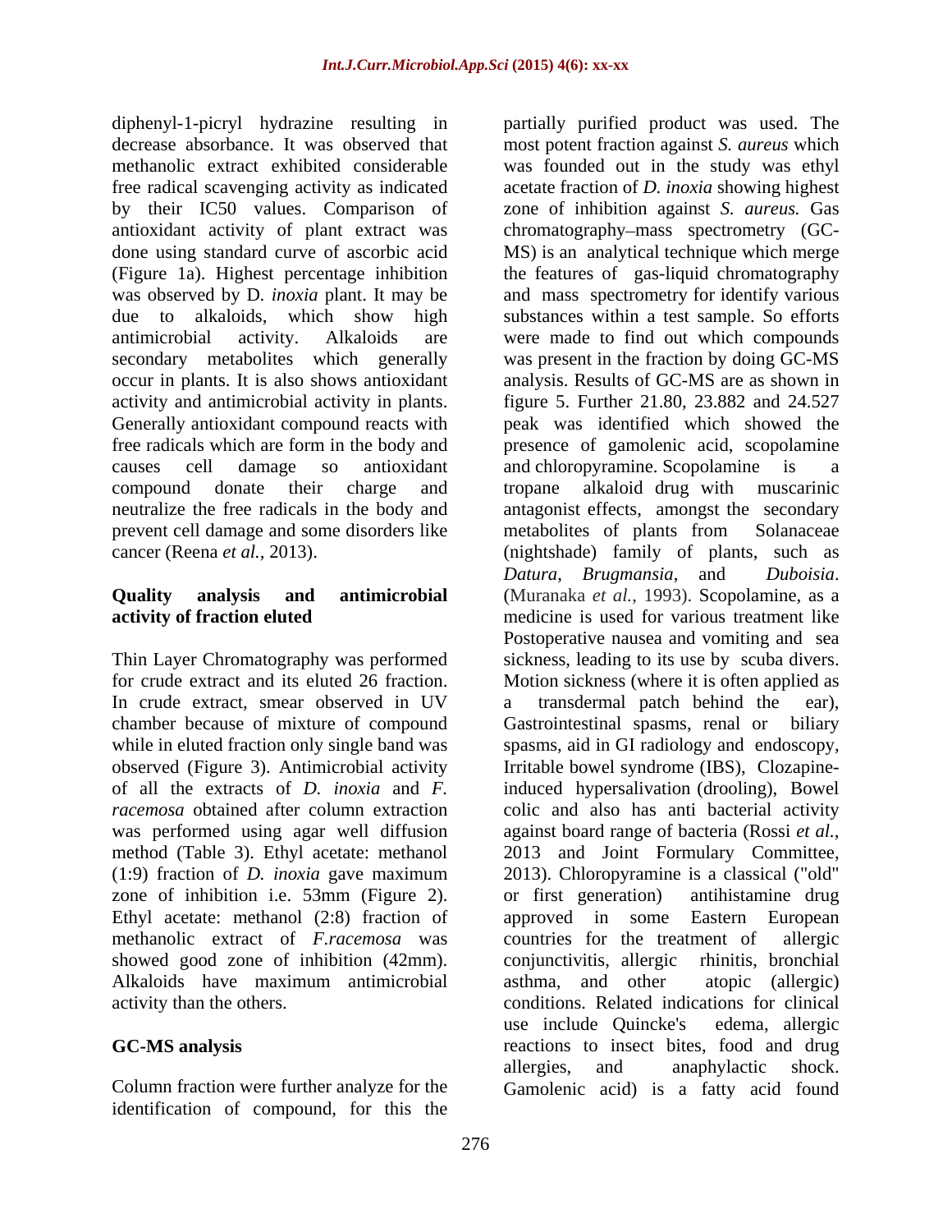diphenyl-1-picryl hydrazine resulting in decrease absorbance. It was observed that methanolic extract exhibited considerable free radical scavenging activity as indicated by their IC50 values. Comparison of antioxidant activity of plant extract was done using standard curve of ascorbic acid (Figure 1a). Highest percentage inhibition was observed by D*. inoxia* plant. It may be due to alkaloids, which show high antimicrobial activity. Alkaloids are secondary metabolites which generally occur in plants. It is also shows antioxidant activity and antimicrobial activity in plants. Generally antioxidant compound reacts with free radicals which are form in the body and causes cell damage so antioxidant compound donate their charge and neutralize the free radicals in the body and prevent cell damage and some disorders like cancer (Reena *et al.*, 2013).

## Quality analysis and antimicrobial activity of fraction eluted

Thin Layer Chromatography was performed for crude extract and its eluted 26 fraction. In crude extract, smear observed in UV chamber because of mixture of compound while in eluted fraction only single band was observed (Figure 3). Antimicrobial activity of all the extracts of *D. inoxia* and *F. racemosa* obtained after column extraction was performed using agar well diffusion method (Table 3). Ethyl acetate: methanol (1:9) fraction of *D. inoxia* gave maximum zone of inhibition i.e. 53mm (Figure 2). Ethyl acetate: methanol (2:8) fraction of methanolic extract of *F.racemosa* was showed good zone of inhibition (42mm). Alkaloids have maximum antimicrobial activity than the others.

## GC-MS analysis

Column fraction were further analyze for the identification of compound, for this the partially purified product was used. The most potent fraction against *S. aureus* which was founded out in the study was ethyl acetate fraction of *D. inoxia* showing highest zone of inhibition against *S. aureus.* Gas chromatography–mass spectrometry (GC-MS) is an analytical technique which merge the features of gas-liquid chromatography and mass spectrometry for identify various substances within a test sample. So efforts were made to find out which compounds was present in the fraction by doing GC-MS analysis. Results of GC-MS are as shown in figure 5. Further 21.80, 23.882 and 24.527 peak was identified which showed the presence of gamolenic acid, scopolamine and chloropyramine. Scopolamine is a tropane alkaloid drug with muscarinic antagonist effects, amongst the secondary metabolites of plants from Solanaceae (nightshade) family of plants, such as *Datura*, *Brugmansia*, and *Duboisia*. (Muranaka *et al.*, 1993). Scopolamine, as a medicine is used for various treatment like Postoperative nausea and vomiting and sea sickness, leading to its use by scuba divers. Motion sickness (where it is often applied as a transdermal patch behind the ear), Gastrointestinal spasms, renal or biliary spasms, aid in GI radiology and endoscopy, Irritable bowel syndrome (IBS), Clozapine-induced hypersalivation (drooling), Bowel colic and also has anti bacterial activity against board range of bacteria (Rossi *et al.*, 2013 and Joint Formulary Committee, 2013). Chloropyramine is a classical ("old" or first generation) antihistamine drug approved in some Eastern European countries for the treatment of allergic conjunctivitis, allergic rhinitis, bronchial asthma, and other atopic (allergic) conditions. Related indications for clinical use include Quincke's edema, allergic reactions to insect bites, food and drug allergies, and anaphylactic shock. Gamolenic acid) is a fatty acid found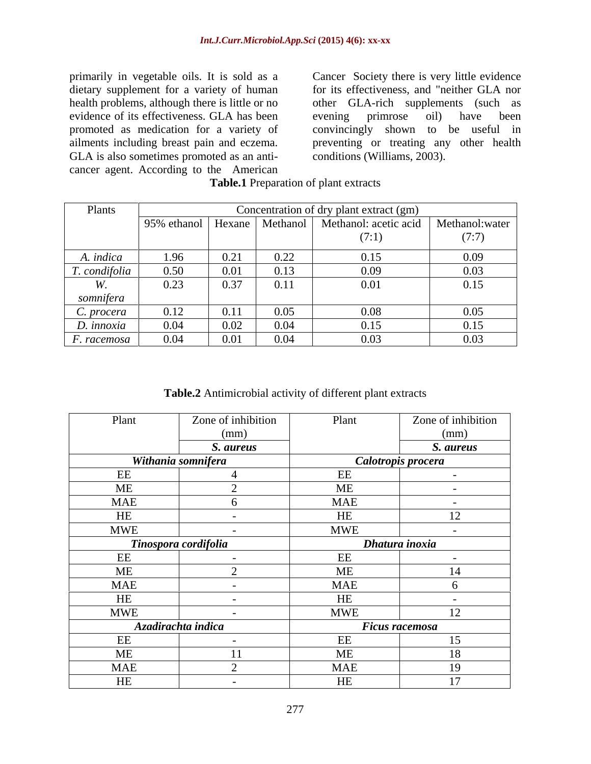primarily in vegetable oils. It is sold as a dietary supplement for a variety of human health problems, although there is little or no evidence of its effectiveness. GLA has been promoted as medication for a variety of ailments including breast pain and eczema. GLA is also sometimes promoted as an anti-cancer agent. According to the American Cancer Society there is very little evidence for its effectiveness, and "neither GLA nor other GLA-rich supplements (such as evening primrose oil) have been convincingly shown to be useful in preventing or treating any other health conditions (Williams, 2003).

**Table.1** Preparation of plant extracts

| Plants | Concentration of dry plant extract (gm) | | | | |
|---|---|---|---|---|---|
| | 95% ethanol | Hexane | Methanol | Methanol: acetic acid (7:1) | Methanol:water (7:7) |
| *A. indica* | 1.96 | 0.21 | 0.22 | 0.15 | 0.09 |
| *T. condifolia* | 0.50 | 0.01 | 0.13 | 0.09 | 0.03 |
| *W. somnifera* | 0.23 | 0.37 | 0.11 | 0.01 | 0.15 |
| *C. procera* | 0.12 | 0.11 | 0.05 | 0.08 | 0.05 |
| *D. innoxia* | 0.04 | 0.02 | 0.04 | 0.15 | 0.15 |
| *F. racemosa* | 0.04 | 0.01 | 0.04 | 0.03 | 0.03 |

**Table.2** Antimicrobial activity of different plant extracts

| Plant | Zone of inhibition (mm) | Plant | Zone of inhibition (mm) |
|---|---|---|---|
| | ***S. aureus*** | | ***S. aureus*** |
| ***Withania somnifera*** | | ***Calotropis procera*** | |
| EE | 4 | EE | - |
| ME | 2 | ME | - |
| MAE | 6 | MAE | - |
| HE | - | HE | 12 |
| MWE | - | MWE | - |
| ***Tinospora cordifolia*** | | ***Dhatura inoxia*** | |
| EE | - | EE | - |
| ME | 2 | ME | 14 |
| MAE | - | MAE | 6 |
| HE | - | HE | - |
| MWE | - | MWE | 12 |
| ***Azadirachta indica*** | | ***Ficus racemosa*** | |
| EE | - | EE | 15 |
| ME | 11 | ME | 18 |
| MAE | 2 | MAE | 19 |
| HE | - | HE | 17 |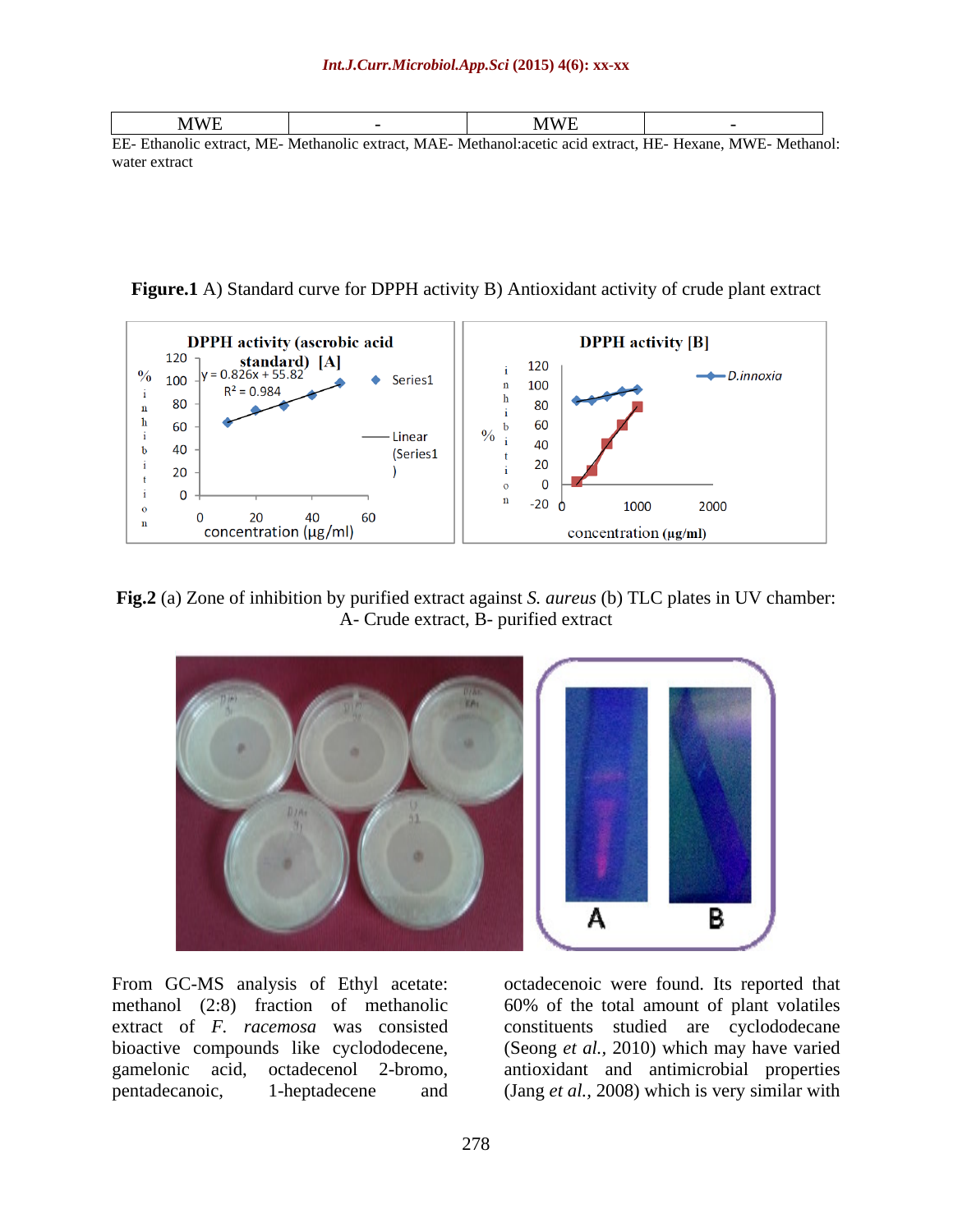| MWE | - | MWE | - |
|---|---|---|---|

EE- Ethanolic extract, ME- Methanolic extract, MAE- Methanol:acetic acid extract, HE- Hexane, MWE- Methanol: water extract

**Figure.1** A) Standard curve for DPPH activity B) Antioxidant activity of crude plant extract

**Fig.2** (a) Zone of inhibition by purified extract against *S. aureus* (b) TLC plates in UV chamber: A- Crude extract, B- purified extract

From GC-MS analysis of Ethyl acetate: methanol (2:8) fraction of methanolic extract of *F. racemosa* was consisted bioactive compounds like cyclododecene, gamelonic acid, octadecenol 2-bromo, pentadecanoic, 1-heptadecene and octadecenoic were found. Its reported that 60% of the total amount of plant volatiles constituents studied are cyclododecane (Seong *et al.*, 2010) which may have varied antioxidant and antimicrobial properties (Jang *et al.*, 2008) which is very similar with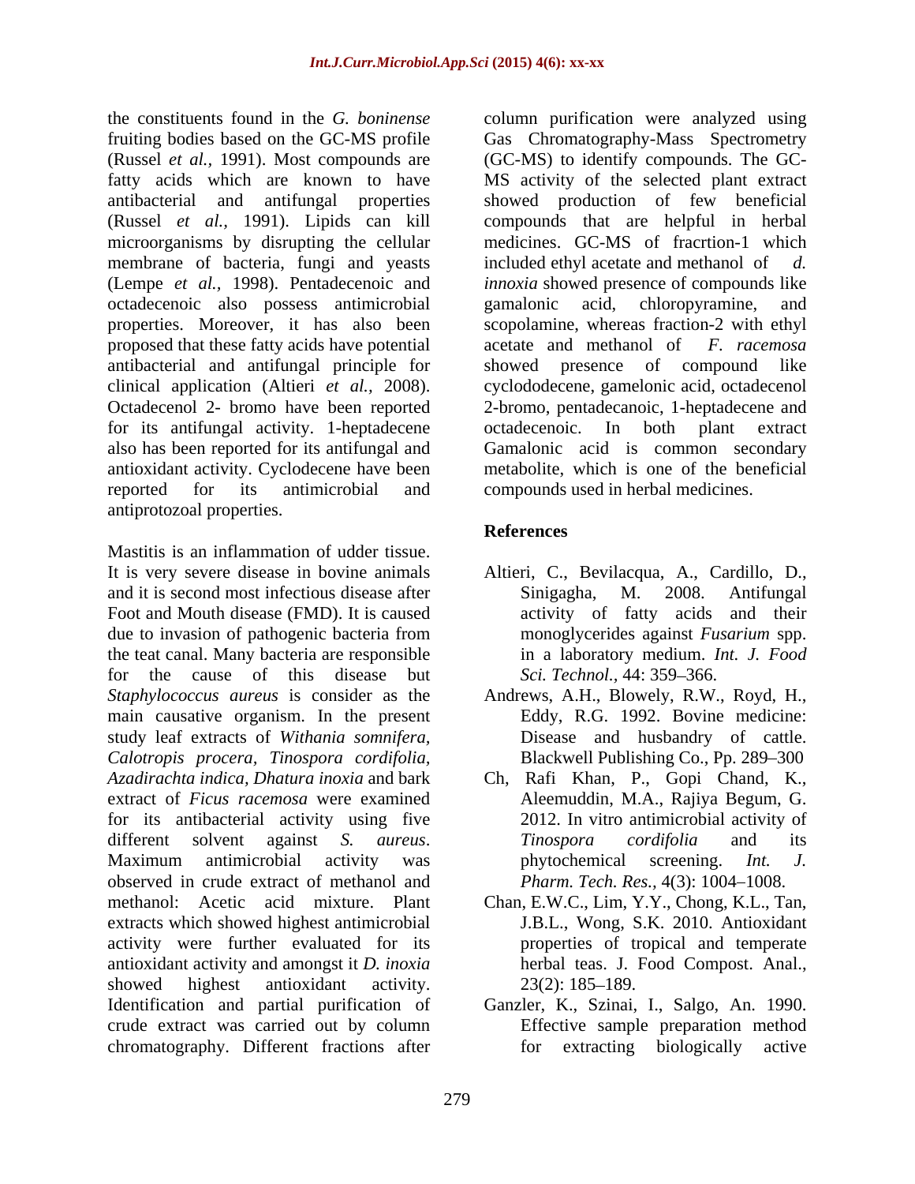the constituents found in the *G. boninense* fruiting bodies based on the GC-MS profile (Russel *et al.*, 1991). Most compounds are fatty acids which are known to have antibacterial and antifungal properties (Russel *et al.*, 1991). Lipids can kill microorganisms by disrupting the cellular membrane of bacteria, fungi and yeasts (Lempe *et al.*, 1998). Pentadecenoic and octadecenoic also possess antimicrobial properties. Moreover, it has also been proposed that these fatty acids have potential antibacterial and antifungal principle for clinical application (Altieri *et al.,* 2008). Octadecenol 2- bromo have been reported for its antifungal activity. 1-heptadecene also has been reported for its antifungal and antioxidant activity. Cyclodecene have been reported for its antimicrobial and antiprotozoal properties.

Mastitis is an inflammation of udder tissue. It is very severe disease in bovine animals and it is second most infectious disease after Foot and Mouth disease (FMD). It is caused due to invasion of pathogenic bacteria from the teat canal. Many bacteria are responsible for the cause of this disease but *Staphylococcus aureus* is consider as the main causative organism. In the present study leaf extracts of *Withania somnifera*, *Calotropis procera*, *Tinospora cordifolia*, *Azadirachta indica*, *Dhatura inoxia* and bark extract of *Ficus racemosa* were examined for its antibacterial activity using five different solvent against *S. aureus*. Maximum antimicrobial activity was observed in crude extract of methanol and methanol: Acetic acid mixture. Plant extracts which showed highest antimicrobial activity were further evaluated for its antioxidant activity and amongst it *D. inoxia* showed highest antioxidant activity. Identification and partial purification of crude extract was carried out by column chromatography. Different fractions after column purification were analyzed using Gas Chromatography-Mass Spectrometry (GC-MS) to identify compounds. The GC-MS activity of the selected plant extract showed production of few beneficial compounds that are helpful in herbal medicines. GC-MS of fracrtion-1 which included ethyl acetate and methanol of *d. innoxia* showed presence of compounds like gamalonic acid, chloropyramine, and scopolamine, whereas fraction-2 with ethyl acetate and methanol of *F. racemosa* showed presence of compound like cyclododecene, gamelonic acid, octadecenol 2-bromo, pentadecanoic, 1-heptadecene and octadecenoic. In both plant extract Gamalonic acid is common secondary metabolite, which is one of the beneficial compounds used in herbal medicines.

## References

Altieri, C., Bevilacqua, A., Cardillo, D., Sinigagha, M. 2008. Antifungal activity of fatty acids and their monoglycerides against *Fusarium* spp. in a laboratory medium. *Int. J. Food Sci. Technol.,* 44: 359–366.

Andrews, A.H., Blowely, R.W., Royd, H., Eddy, R.G. 1992. Bovine medicine: Disease and husbandry of cattle. Blackwell Publishing Co., Pp. 289–300

Ch, Rafi Khan, P., Gopi Chand, K., Aleemuddin, M.A., Rajiya Begum, G. 2012. In vitro antimicrobial activity of *Tinospora cordifolia* and its phytochemical screening. *Int. J. Pharm. Tech. Res.,* 4(3): 1004–1008.

Chan, E.W.C., Lim, Y.Y., Chong, K.L., Tan, J.B.L., Wong, S.K. 2010. Antioxidant properties of tropical and temperate herbal teas. J. Food Compost. Anal., 23(2): 185–189.

Ganzler, K., Szinai, I., Salgo, An. 1990. Effective sample preparation method for extracting biologically active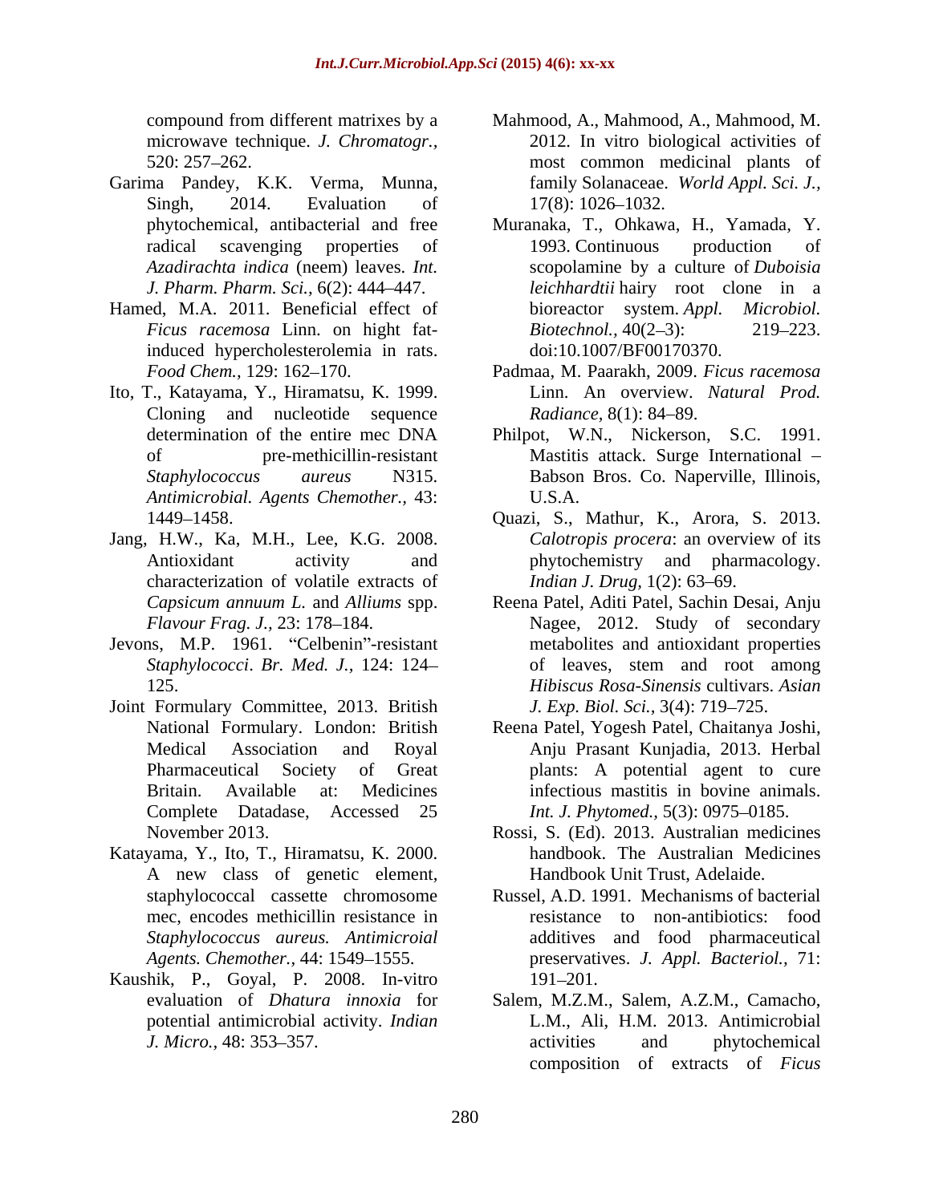compound from different matrixes by a microwave technique. *J. Chromatogr.*, 520: 257–262.

Garima Pandey, K.K. Verma, Munna, Singh, 2014. Evaluation of phytochemical, antibacterial and free radical scavenging properties of *Azadirachta indica* (neem) leaves. *Int. J. Pharm. Pharm. Sci.*, 6(2): 444–447.

Hamed, M.A. 2011. Beneficial effect of *Ficus racemosa* Linn. on hight fat-induced hypercholesterolemia in rats. *Food Chem.*, 129: 162–170.

Ito, T., Katayama, Y., Hiramatsu, K. 1999. Cloning and nucleotide sequence determination of the entire mec DNA of pre-methicillin-resistant *Staphylococcus aureus* N315. *Antimicrobial. Agents Chemother.*, 43: 1449–1458.

Jang, H.W., Ka, M.H., Lee, K.G. 2008. Antioxidant activity and characterization of volatile extracts of *Capsicum annuum L.* and *Alliums* spp. *Flavour Frag. J.*, 23: 178–184.

Jevons, M.P. 1961. "Celbenin"-resistant *Staphylococci*. *Br. Med. J.*, 124: 124–125.

Joint Formulary Committee, 2013. British National Formulary. London: British Medical Association and Royal Pharmaceutical Society of Great Britain. Available at: Medicines Complete Datadase, Accessed 25 November 2013.

Katayama, Y., Ito, T., Hiramatsu, K. 2000. A new class of genetic element, staphylococcal cassette chromosome mec, encodes methicillin resistance in *Staphylococcus aureus. Antimicroial Agents. Chemother.*, 44: 1549–1555.

Kaushik, P., Goyal, P. 2008. In-vitro evaluation of *Dhatura innoxia* for potential antimicrobial activity. *Indian J. Micro.*, 48: 353–357.

Mahmood, A., Mahmood, A., Mahmood, M. 2012. In vitro biological activities of most common medicinal plants of family Solanaceae. *World Appl. Sci. J.*, 17(8): 1026–1032.

Muranaka, T., Ohkawa, H., Yamada, Y. 1993. Continuous production of scopolamine by a culture of *Duboisia leichhardtii* hairy root clone in a bioreactor system. *Appl. Microbiol. Biotechnol.*, 40(2–3): 219–223. doi:10.1007/BF00170370.

Padmaa, M. Paarakh, 2009. *Ficus racemosa* Linn. An overview. *Natural Prod. Radiance*, 8(1): 84–89.

Philpot, W.N., Nickerson, S.C. 1991. Mastitis attack. Surge International – Babson Bros. Co. Naperville, Illinois, U.S.A.

Quazi, S., Mathur, K., Arora, S. 2013. *Calotropis procera*: an overview of its phytochemistry and pharmacology. *Indian J. Drug*, 1(2): 63–69.

Reena Patel, Aditi Patel, Sachin Desai, Anju Nagee, 2012. Study of secondary metabolites and antioxidant properties of leaves, stem and root among *Hibiscus Rosa-Sinensis* cultivars. *Asian J. Exp. Biol. Sci.*, 3(4): 719–725.

Reena Patel, Yogesh Patel, Chaitanya Joshi, Anju Prasant Kunjadia, 2013. Herbal plants: A potential agent to cure infectious mastitis in bovine animals. *Int. J. Phytomed.*, 5(3): 0975–0185.

Rossi, S. (Ed). 2013. Australian medicines handbook. The Australian Medicines Handbook Unit Trust, Adelaide.

Russel, A.D. 1991. Mechanisms of bacterial resistance to non-antibiotics: food additives and food pharmaceutical preservatives. *J. Appl. Bacteriol.*, 71: 191–201.

Salem, M.Z.M., Salem, A.Z.M., Camacho, L.M., Ali, H.M. 2013. Antimicrobial activities and phytochemical composition of extracts of *Ficus*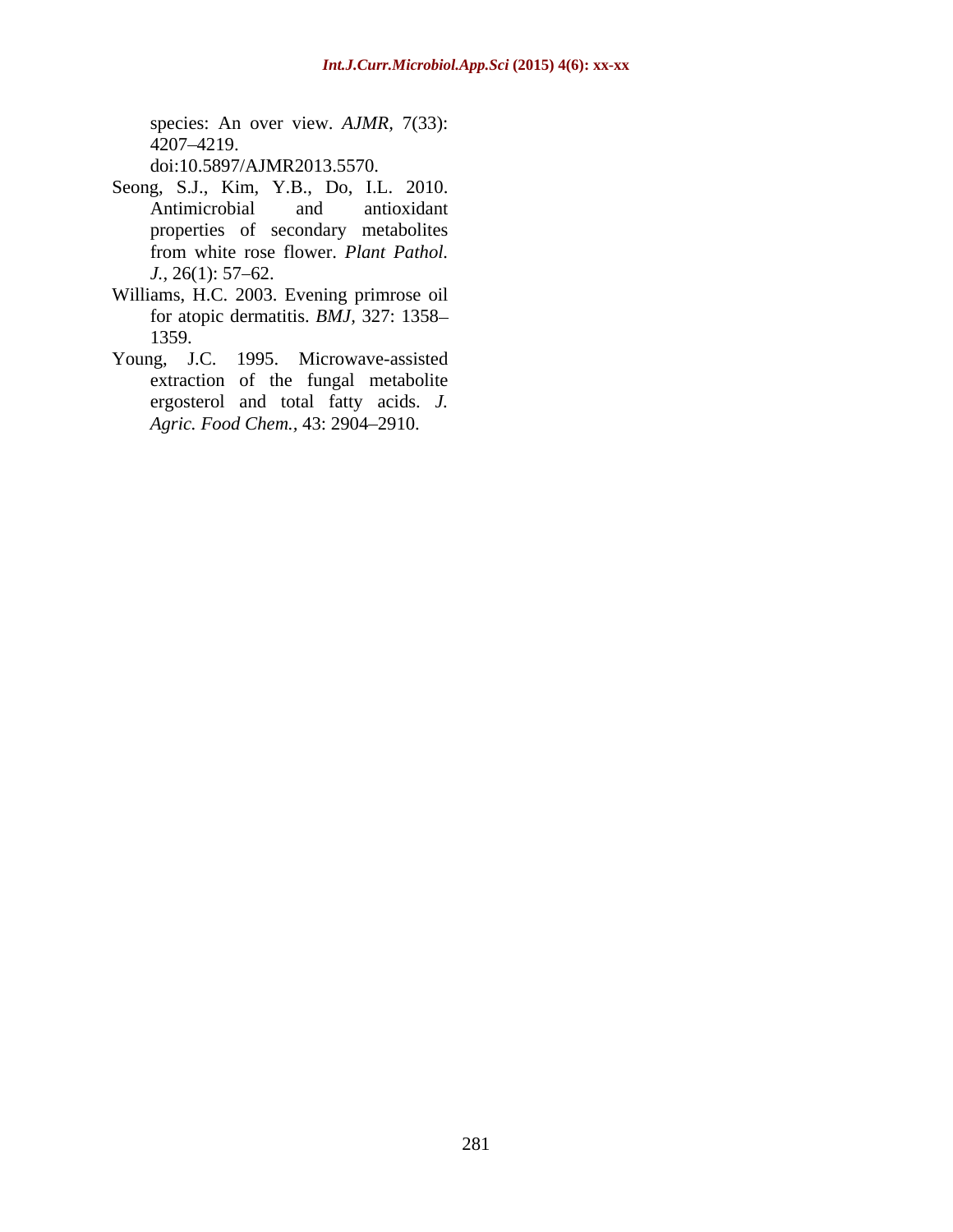species: An over view. *AJMR,* 7(33): 4207–4219. doi:10.5897/AJMR2013.5570.

Seong, S.J., Kim, Y.B., Do, I.L. 2010. Antimicrobial and antioxidant properties of secondary metabolites from white rose flower. *Plant Pathol. J.,* 26(1): 57–62.

Williams, H.C. 2003. Evening primrose oil for atopic dermatitis. *BMJ,* 327: 1358–1359.

Young, J.C. 1995. Microwave-assisted extraction of the fungal metabolite ergosterol and total fatty acids. *J. Agric. Food Chem.,* 43: 2904–2910.